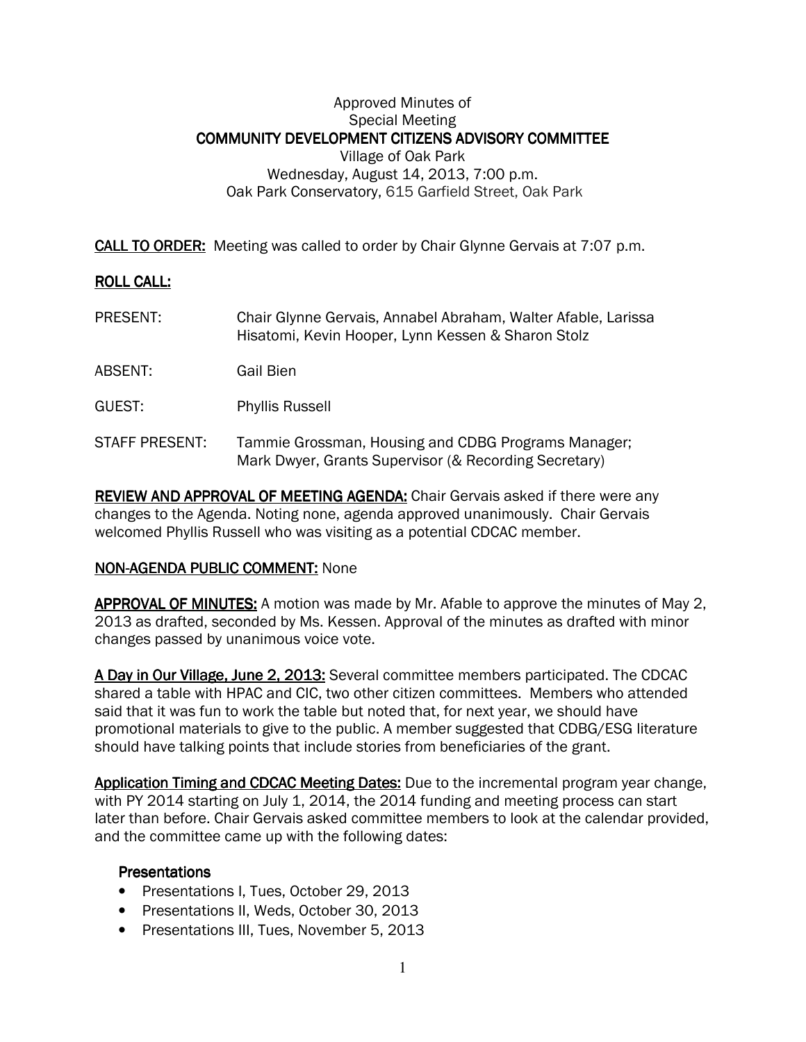Approved Minutes of
Special Meeting

**COMMUNITY DEVELOPMENT CITIZENS ADVISORY COMMITTEE**

Village of Oak Park
Wednesday, August 14, 2013, 7:00 p.m.
Oak Park Conservatory, 615 Garfield Street, Oak Park

**CALL TO ORDER:** Meeting was called to order by Chair Glynne Gervais at 7:07 p.m.

**ROLL CALL:**

| | |
|---|---|
| PRESENT: | Chair Glynne Gervais, Annabel Abraham, Walter Afable, Larissa Hisatomi, Kevin Hooper, Lynn Kessen & Sharon Stolz |
| ABSENT: | Gail Bien |
| GUEST: | Phyllis Russell |
| STAFF PRESENT: | Tammie Grossman, Housing and CDBG Programs Manager; Mark Dwyer, Grants Supervisor (& Recording Secretary) |

**REVIEW AND APPROVAL OF MEETING AGENDA:** Chair Gervais asked if there were any changes to the Agenda. Noting none, agenda approved unanimously. Chair Gervais welcomed Phyllis Russell who was visiting as a potential CDCAC member.

**NON-AGENDA PUBLIC COMMENT:** None

**APPROVAL OF MINUTES:** A motion was made by Mr. Afable to approve the minutes of May 2, 2013 as drafted, seconded by Ms. Kessen. Approval of the minutes as drafted with minor changes passed by unanimous voice vote.

**A Day in Our Village, June 2, 2013:** Several committee members participated. The CDCAC shared a table with HPAC and CIC, two other citizen committees. Members who attended said that it was fun to work the table but noted that, for next year, we should have promotional materials to give to the public. A member suggested that CDBG/ESG literature should have talking points that include stories from beneficiaries of the grant.

**Application Timing and CDCAC Meeting Dates:** Due to the incremental program year change, with PY 2014 starting on July 1, 2014, the 2014 funding and meeting process can start later than before. Chair Gervais asked committee members to look at the calendar provided, and the committee came up with the following dates:

**Presentations**

- Presentations I, Tues, October 29, 2013
- Presentations II, Weds, October 30, 2013
- Presentations III, Tues, November 5, 2013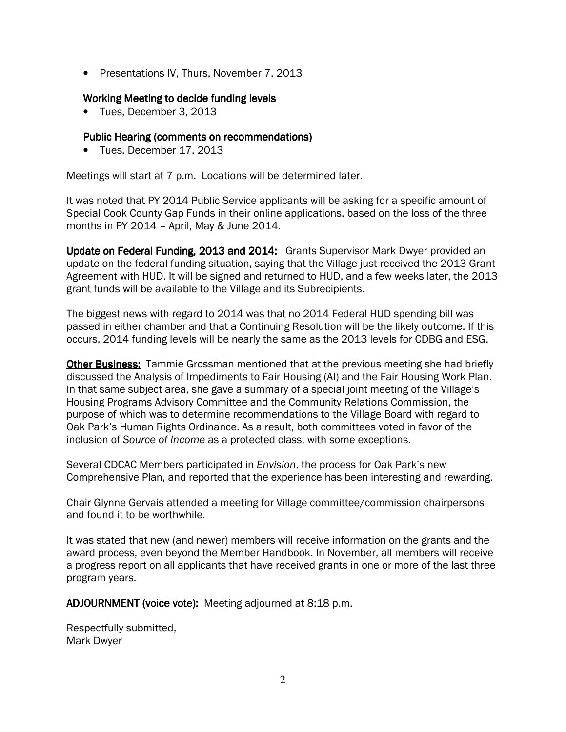- Presentations IV, Thurs, November 7, 2013

Working Meeting to decide funding levels

- Tues, December 3, 2013

Public Hearing (comments on recommendations)

- Tues, December 17, 2013

Meetings will start at 7 p.m. Locations will be determined later.

It was noted that PY 2014 Public Service applicants will be asking for a specific amount of Special Cook County Gap Funds in their online applications, based on the loss of the three months in PY 2014 – April, May & June 2014.

**Update on Federal Funding, 2013 and 2014:** Grants Supervisor Mark Dwyer provided an update on the federal funding situation, saying that the Village just received the 2013 Grant Agreement with HUD. It will be signed and returned to HUD, and a few weeks later, the 2013 grant funds will be available to the Village and its Subrecipients.

The biggest news with regard to 2014 was that no 2014 Federal HUD spending bill was passed in either chamber and that a Continuing Resolution will be the likely outcome. If this occurs, 2014 funding levels will be nearly the same as the 2013 levels for CDBG and ESG.

**Other Business;** Tammie Grossman mentioned that at the previous meeting she had briefly discussed the Analysis of Impediments to Fair Housing (AI) and the Fair Housing Work Plan. In that same subject area, she gave a summary of a special joint meeting of the Village's Housing Programs Advisory Committee and the Community Relations Commission, the purpose of which was to determine recommendations to the Village Board with regard to Oak Park's Human Rights Ordinance. As a result, both committees voted in favor of the inclusion of *Source of Income* as a protected class, with some exceptions.

Several CDCAC Members participated in *Envision*, the process for Oak Park's new Comprehensive Plan, and reported that the experience has been interesting and rewarding.

Chair Glynne Gervais attended a meeting for Village committee/commission chairpersons and found it to be worthwhile.

It was stated that new (and newer) members will receive information on the grants and the award process, even beyond the Member Handbook. In November, all members will receive a progress report on all applicants that have received grants in one or more of the last three program years.

**ADJOURNMENT (voice vote):** Meeting adjourned at 8:18 p.m.

Respectfully submitted,
Mark Dwyer